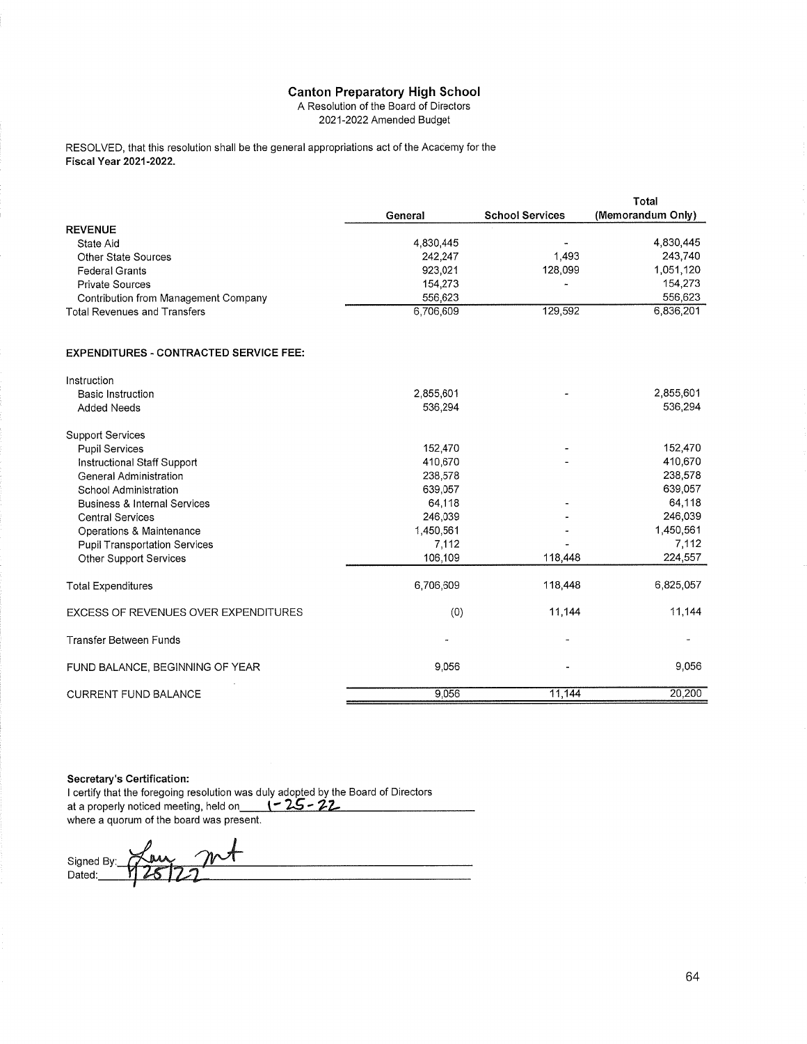# Canton Preparatory High School

A Resolution of the Board of Directors
2021-2022 Amended Budget

RESOLVED, that this resolution shall be the general appropriations act of the Academy for the **Fiscal Year 2021-2022.**

| | General | School Services | Total (Memorandum Only) |
|---|---|---|---|
| **REVENUE** | | | |
| State Aid | 4,830,445 | - | 4,830,445 |
| Other State Sources | 242,247 | 1,493 | 243,740 |
| Federal Grants | 923,021 | 128,099 | 1,051,120 |
| Private Sources | 154,273 | - | 154,273 |
| Contribution from Management Company | 556,623 | | 556,623 |
| Total Revenues and Transfers | 6,706,609 | 129,592 | 6,836,201 |
| | | | |
| **EXPENDITURES - CONTRACTED SERVICE FEE:** | | | |
| Instruction | | | |
| Basic Instruction | 2,855,601 | - | 2,855,601 |
| Added Needs | 536,294 | | 536,294 |
| Support Services | | | |
| Pupil Services | 152,470 | - | 152,470 |
| Instructional Staff Support | 410,670 | - | 410,670 |
| General Administration | 238,578 | | 238,578 |
| School Administration | 639,057 | | 639,057 |
| Business & Internal Services | 64,118 | - | 64,118 |
| Central Services | 246,039 | - | 246,039 |
| Operations & Maintenance | 1,450,561 | - | 1,450,561 |
| Pupil Transportation Services | 7,112 | - | 7,112 |
| Other Support Services | 106,109 | 118,448 | 224,557 |
| Total Expenditures | 6,706,609 | 118,448 | 6,825,057 |
| EXCESS OF REVENUES OVER EXPENDITURES | (0) | 11,144 | 11,144 |
| Transfer Between Funds | - | - | - |
| FUND BALANCE, BEGINNING OF YEAR | 9,056 | - | 9,056 |
| CURRENT FUND BALANCE | 9,056 | 11,144 | 20,200 |

**Secretary's Certification:**

I certify that the foregoing resolution was duly adopted by the Board of Directors at a properly noticed meeting, held on 1-25-22 where a quorum of the board was present.

Signed By: [signature]

Dated: 1/25/22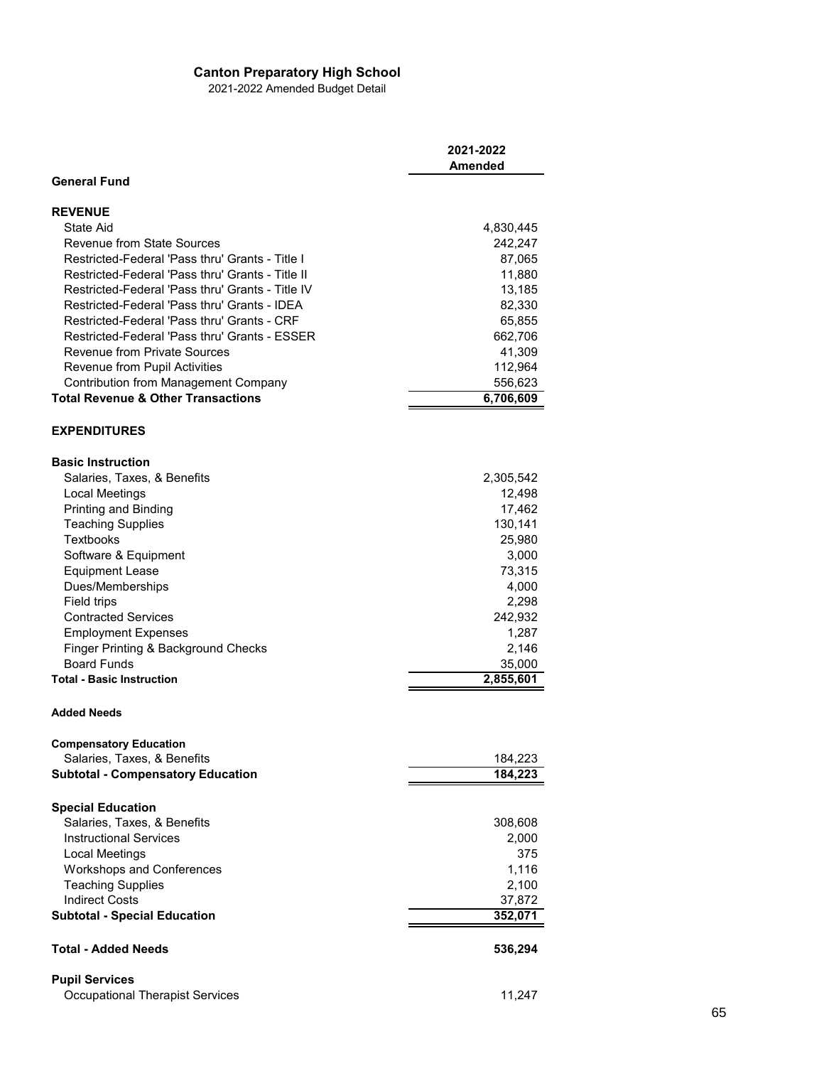# Canton Preparatory High School

2021-2022 Amended Budget Detail

| | 2021-2022 Amended |
|---|---|
| **General Fund** | |
| | |
| **REVENUE** | |
| State Aid | 4,830,445 |
| Revenue from State Sources | 242,247 |
| Restricted-Federal 'Pass thru' Grants - Title I | 87,065 |
| Restricted-Federal 'Pass thru' Grants - Title II | 11,880 |
| Restricted-Federal 'Pass thru' Grants - Title IV | 13,185 |
| Restricted-Federal 'Pass thru' Grants - IDEA | 82,330 |
| Restricted-Federal 'Pass thru' Grants - CRF | 65,855 |
| Restricted-Federal 'Pass thru' Grants - ESSER | 662,706 |
| Revenue from Private Sources | 41,309 |
| Revenue from Pupil Activities | 112,964 |
| Contribution from Management Company | 556,623 |
| **Total Revenue & Other Transactions** | **6,706,609** |
| | |
| **EXPENDITURES** | |
| | |
| **Basic Instruction** | |
| Salaries, Taxes, & Benefits | 2,305,542 |
| Local Meetings | 12,498 |
| Printing and Binding | 17,462 |
| Teaching Supplies | 130,141 |
| Textbooks | 25,980 |
| Software & Equipment | 3,000 |
| Equipment Lease | 73,315 |
| Dues/Memberships | 4,000 |
| Field trips | 2,298 |
| Contracted Services | 242,932 |
| Employment Expenses | 1,287 |
| Finger Printing & Background Checks | 2,146 |
| Board Funds | 35,000 |
| **Total - Basic Instruction** | **2,855,601** |
| | |
| **Added Needs** | |
| | |
| **Compensatory Education** | |
| Salaries, Taxes, & Benefits | 184,223 |
| **Subtotal - Compensatory Education** | **184,223** |
| | |
| **Special Education** | |
| Salaries, Taxes, & Benefits | 308,608 |
| Instructional Services | 2,000 |
| Local Meetings | 375 |
| Workshops and Conferences | 1,116 |
| Teaching Supplies | 2,100 |
| Indirect Costs | 37,872 |
| **Subtotal - Special Education** | **352,071** |
| | |
| **Total - Added Needs** | **536,294** |
| | |
| **Pupil Services** | |
| Occupational Therapist Services | 11,247 |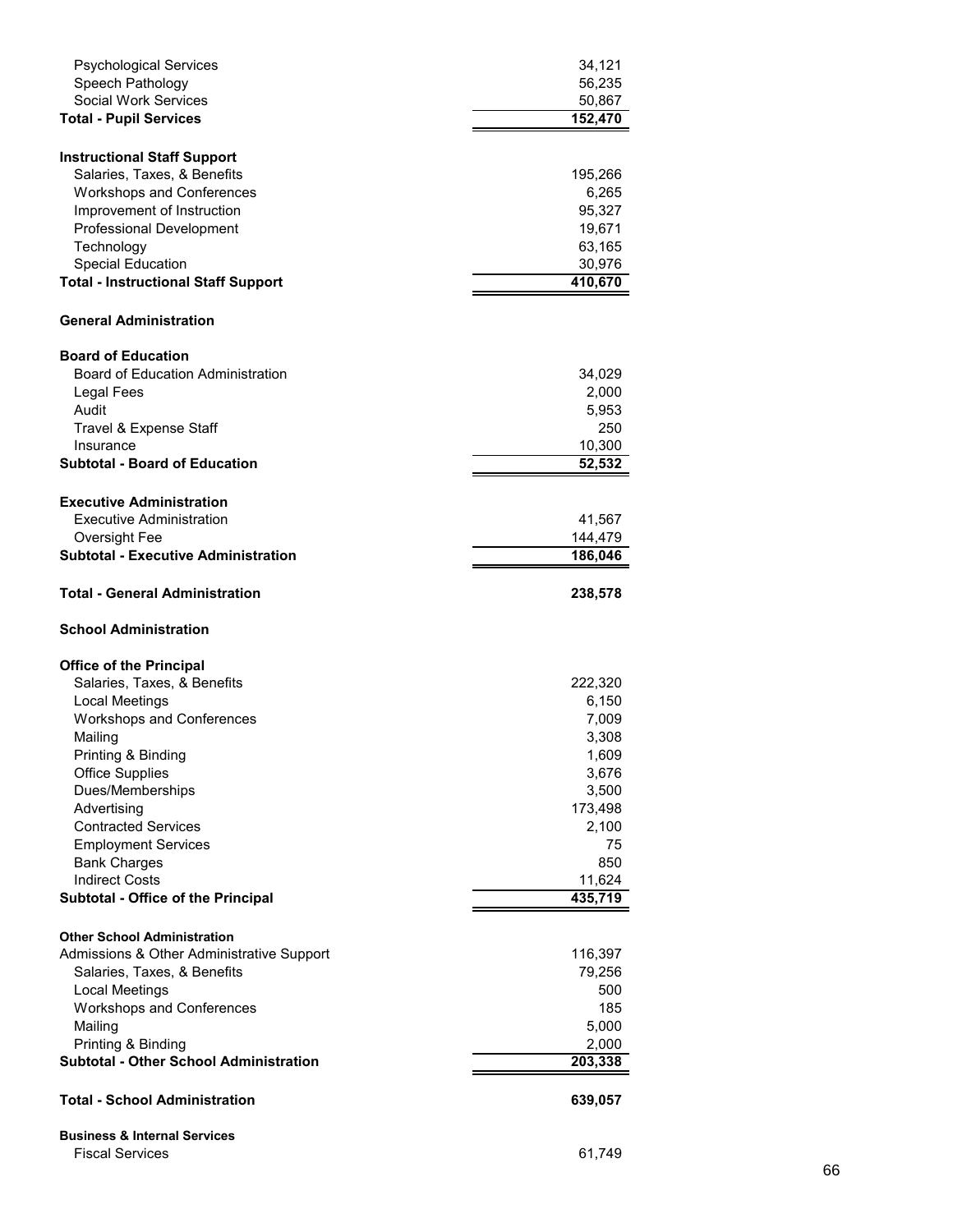| | |
|---|---:|
| Psychological Services | 34,121 |
| Speech Pathology | 56,235 |
| Social Work Services | 50,867 |
| **Total - Pupil Services** | **152,470** |
| | |
| **Instructional Staff Support** | |
| Salaries, Taxes, & Benefits | 195,266 |
| Workshops and Conferences | 6,265 |
| Improvement of Instruction | 95,327 |
| Professional Development | 19,671 |
| Technology | 63,165 |
| Special Education | 30,976 |
| **Total - Instructional Staff Support** | **410,670** |
| | |
| **General Administration** | |
| | |
| **Board of Education** | |
| Board of Education Administration | 34,029 |
| Legal Fees | 2,000 |
| Audit | 5,953 |
| Travel & Expense Staff | 250 |
| Insurance | 10,300 |
| **Subtotal - Board of Education** | **52,532** |
| | |
| **Executive Administration** | |
| Executive Administration | 41,567 |
| Oversight Fee | 144,479 |
| **Subtotal - Executive Administration** | **186,046** |
| | |
| **Total - General Administration** | **238,578** |
| | |
| **School Administration** | |
| | |
| **Office of the Principal** | |
| Salaries, Taxes, & Benefits | 222,320 |
| Local Meetings | 6,150 |
| Workshops and Conferences | 7,009 |
| Mailing | 3,308 |
| Printing & Binding | 1,609 |
| Office Supplies | 3,676 |
| Dues/Memberships | 3,500 |
| Advertising | 173,498 |
| Contracted Services | 2,100 |
| Employment Services | 75 |
| Bank Charges | 850 |
| Indirect Costs | 11,624 |
| **Subtotal - Office of the Principal** | **435,719** |
| | |
| **Other School Administration** | |
| Admissions & Other Administrative Support | 116,397 |
| Salaries, Taxes, & Benefits | 79,256 |
| Local Meetings | 500 |
| Workshops and Conferences | 185 |
| Mailing | 5,000 |
| Printing & Binding | 2,000 |
| **Subtotal - Other School Administration** | **203,338** |
| | |
| **Total - School Administration** | **639,057** |
| | |
| **Business & Internal Services** | |
| Fiscal Services | 61,749 |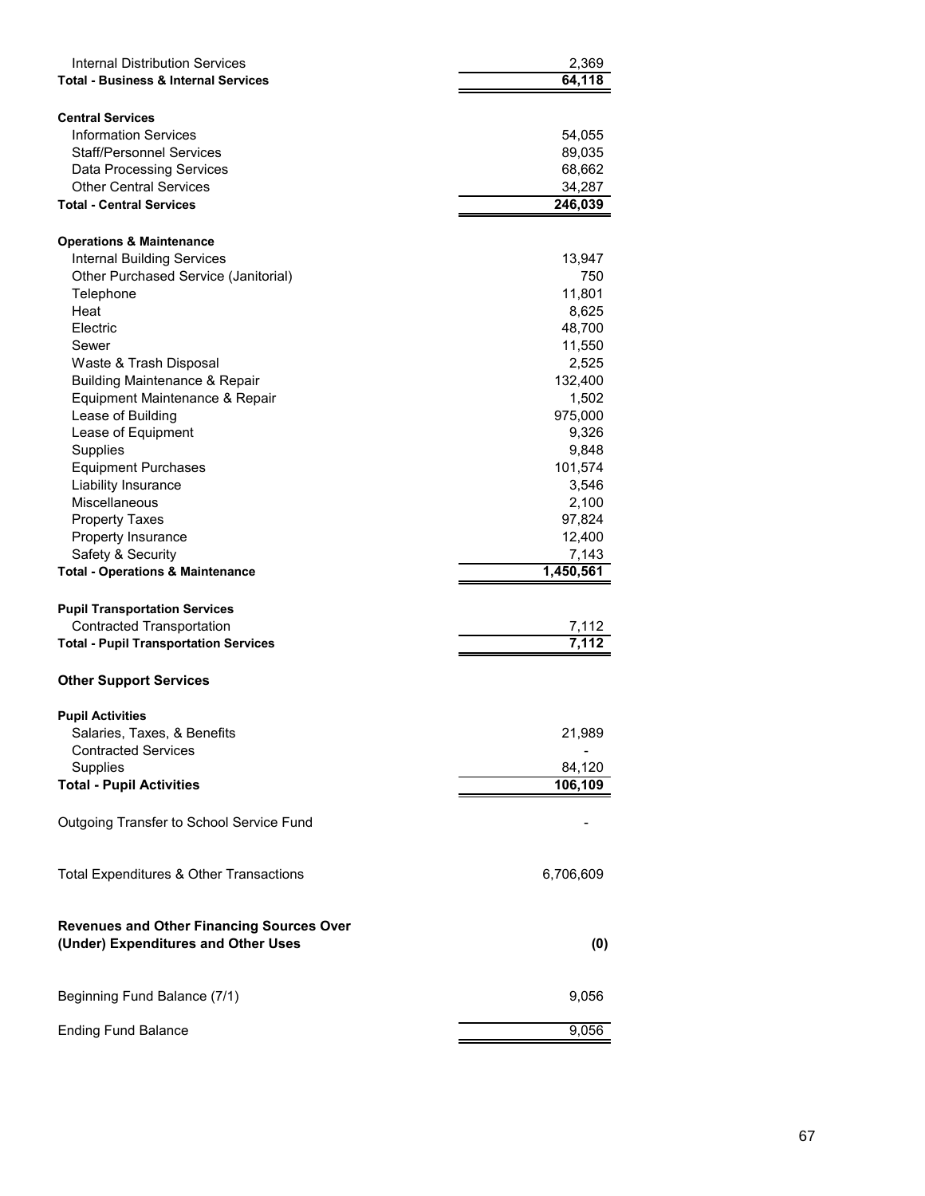| | |
|---|---|
| Internal Distribution Services | 2,369 |
| **Total - Business & Internal Services** | **64,118** |
| | |
| **Central Services** | |
| Information Services | 54,055 |
| Staff/Personnel Services | 89,035 |
| Data Processing Services | 68,662 |
| Other Central Services | 34,287 |
| **Total - Central Services** | **246,039** |
| | |
| **Operations & Maintenance** | |
| Internal Building Services | 13,947 |
| Other Purchased Service (Janitorial) | 750 |
| Telephone | 11,801 |
| Heat | 8,625 |
| Electric | 48,700 |
| Sewer | 11,550 |
| Waste & Trash Disposal | 2,525 |
| Building Maintenance & Repair | 132,400 |
| Equipment Maintenance & Repair | 1,502 |
| Lease of Building | 975,000 |
| Lease of Equipment | 9,326 |
| Supplies | 9,848 |
| Equipment Purchases | 101,574 |
| Liability Insurance | 3,546 |
| Miscellaneous | 2,100 |
| Property Taxes | 97,824 |
| Property Insurance | 12,400 |
| Safety & Security | 7,143 |
| **Total - Operations & Maintenance** | **1,450,561** |
| | |
| **Pupil Transportation Services** | |
| Contracted Transportation | 7,112 |
| **Total - Pupil Transportation Services** | **7,112** |
| | |
| **Other Support Services** | |
| | |
| **Pupil Activities** | |
| Salaries, Taxes, & Benefits | 21,989 |
| Contracted Services | - |
| Supplies | 84,120 |
| **Total - Pupil Activities** | **106,109** |
| | |
| Outgoing Transfer to School Service Fund | - |
| | |
| Total Expenditures & Other Transactions | 6,706,609 |
| | |
| **Revenues and Other Financing Sources Over (Under) Expenditures and Other Uses** | **(0)** |
| | |
| Beginning Fund Balance (7/1) | 9,056 |
| | |
| Ending Fund Balance | 9,056 |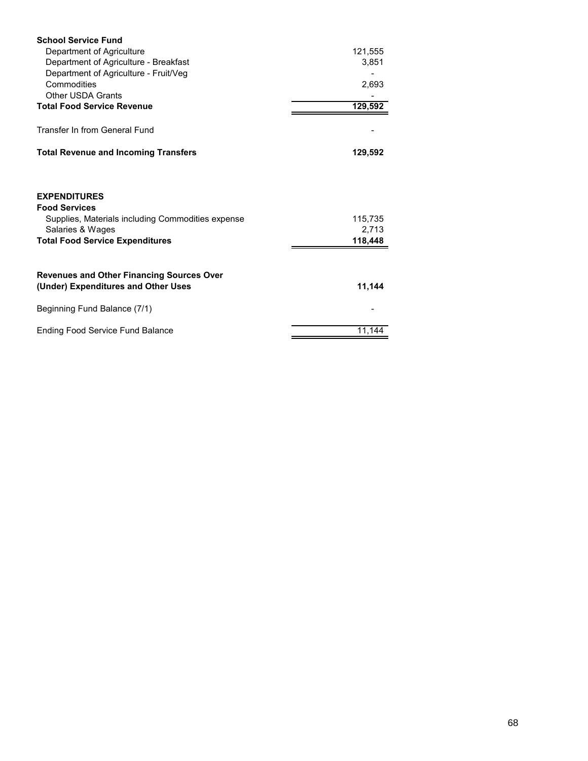| | |
|---|---|
| **School Service Fund** | |
| Department of Agriculture | 121,555 |
| Department of Agriculture - Breakfast | 3,851 |
| Department of Agriculture - Fruit/Veg | - |
| Commodities | 2,693 |
| Other USDA Grants | - |
| **Total Food Service Revenue** | **129,592** |
| | |
| Transfer In from General Fund | - |
| | |
| **Total Revenue and Incoming Transfers** | **129,592** |
| | |
| **EXPENDITURES** | |
| **Food Services** | |
| Supplies, Materials including Commodities expense | 115,735 |
| Salaries & Wages | 2,713 |
| **Total Food Service Expenditures** | **118,448** |
| | |
| **Revenues and Other Financing Sources Over (Under) Expenditures and Other Uses** | **11,144** |
| | |
| Beginning Fund Balance (7/1) | - |
| | |
| Ending Food Service Fund Balance | 11,144 |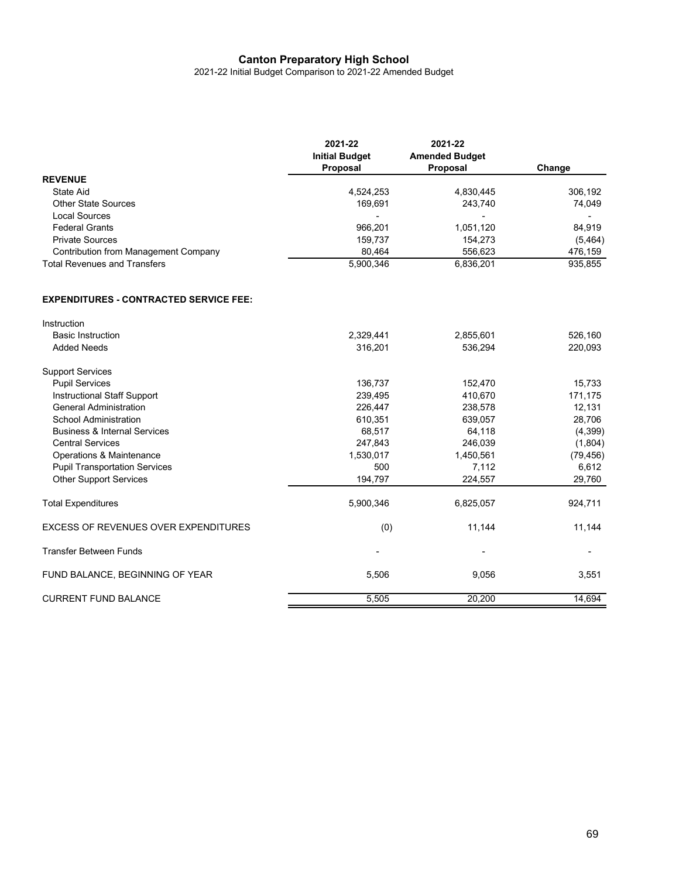# Canton Preparatory High School

2021-22 Initial Budget Comparison to 2021-22 Amended Budget

| | 2021-22 Initial Budget Proposal | 2021-22 Amended Budget Proposal | Change |
|---|---|---|---|
| **REVENUE** | | | |
| State Aid | 4,524,253 | 4,830,445 | 306,192 |
| Other State Sources | 169,691 | 243,740 | 74,049 |
| Local Sources | - | - | - |
| Federal Grants | 966,201 | 1,051,120 | 84,919 |
| Private Sources | 159,737 | 154,273 | (5,464) |
| Contribution from Management Company | 80,464 | 556,623 | 476,159 |
| Total Revenues and Transfers | 5,900,346 | 6,836,201 | 935,855 |
| | | | |
| **EXPENDITURES - CONTRACTED SERVICE FEE:** | | | |
| | | | |
| Instruction | | | |
| Basic Instruction | 2,329,441 | 2,855,601 | 526,160 |
| Added Needs | 316,201 | 536,294 | 220,093 |
| | | | |
| Support Services | | | |
| Pupil Services | 136,737 | 152,470 | 15,733 |
| Instructional Staff Support | 239,495 | 410,670 | 171,175 |
| General Administration | 226,447 | 238,578 | 12,131 |
| School Administration | 610,351 | 639,057 | 28,706 |
| Business & Internal Services | 68,517 | 64,118 | (4,399) |
| Central Services | 247,843 | 246,039 | (1,804) |
| Operations & Maintenance | 1,530,017 | 1,450,561 | (79,456) |
| Pupil Transportation Services | 500 | 7,112 | 6,612 |
| Other Support Services | 194,797 | 224,557 | 29,760 |
| | | | |
| Total Expenditures | 5,900,346 | 6,825,057 | 924,711 |
| | | | |
| EXCESS OF REVENUES OVER EXPENDITURES | (0) | 11,144 | 11,144 |
| | | | |
| Transfer Between Funds | - | - | - |
| | | | |
| FUND BALANCE, BEGINNING OF YEAR | 5,506 | 9,056 | 3,551 |
| | | | |
| CURRENT FUND BALANCE | 5,505 | 20,200 | 14,694 |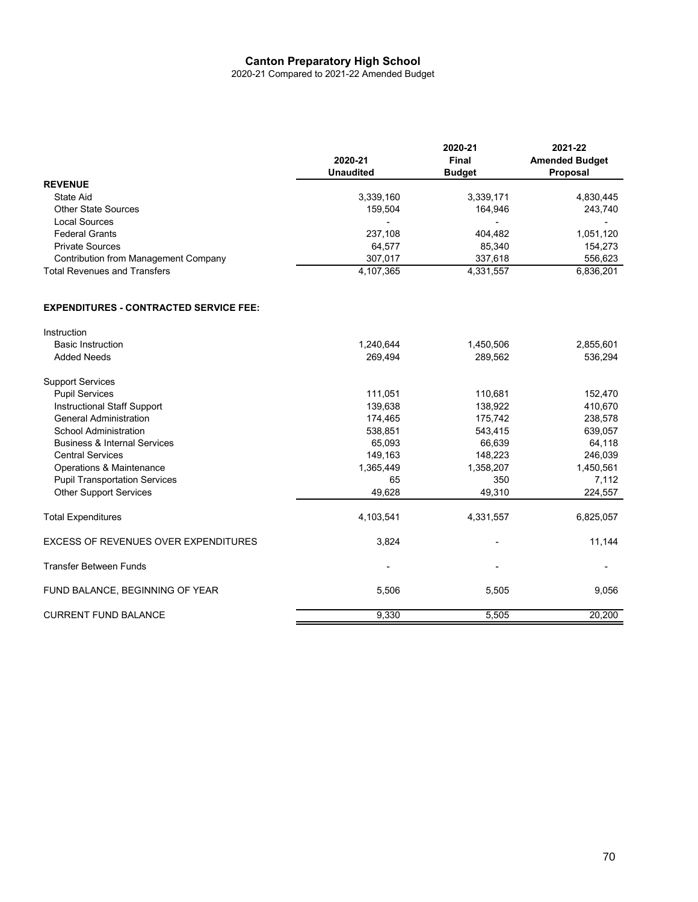# Canton Preparatory High School

2020-21 Compared to 2021-22 Amended Budget

| | 2020-21 Unaudited | 2020-21 Final Budget | 2021-22 Amended Budget Proposal |
|---|---|---|---|
| **REVENUE** | | | |
| State Aid | 3,339,160 | 3,339,171 | 4,830,445 |
| Other State Sources | 159,504 | 164,946 | 243,740 |
| Local Sources | - | - | - |
| Federal Grants | 237,108 | 404,482 | 1,051,120 |
| Private Sources | 64,577 | 85,340 | 154,273 |
| Contribution from Management Company | 307,017 | 337,618 | 556,623 |
| Total Revenues and Transfers | 4,107,365 | 4,331,557 | 6,836,201 |
| | | | |
| **EXPENDITURES - CONTRACTED SERVICE FEE:** | | | |
| Instruction | | | |
| Basic Instruction | 1,240,644 | 1,450,506 | 2,855,601 |
| Added Needs | 269,494 | 289,562 | 536,294 |
| Support Services | | | |
| Pupil Services | 111,051 | 110,681 | 152,470 |
| Instructional Staff Support | 139,638 | 138,922 | 410,670 |
| General Administration | 174,465 | 175,742 | 238,578 |
| School Administration | 538,851 | 543,415 | 639,057 |
| Business & Internal Services | 65,093 | 66,639 | 64,118 |
| Central Services | 149,163 | 148,223 | 246,039 |
| Operations & Maintenance | 1,365,449 | 1,358,207 | 1,450,561 |
| Pupil Transportation Services | 65 | 350 | 7,112 |
| Other Support Services | 49,628 | 49,310 | 224,557 |
| Total Expenditures | 4,103,541 | 4,331,557 | 6,825,057 |
| EXCESS OF REVENUES OVER EXPENDITURES | 3,824 | - | 11,144 |
| Transfer Between Funds | - | - | - |
| FUND BALANCE, BEGINNING OF YEAR | 5,506 | 5,505 | 9,056 |
| CURRENT FUND BALANCE | 9,330 | 5,505 | 20,200 |